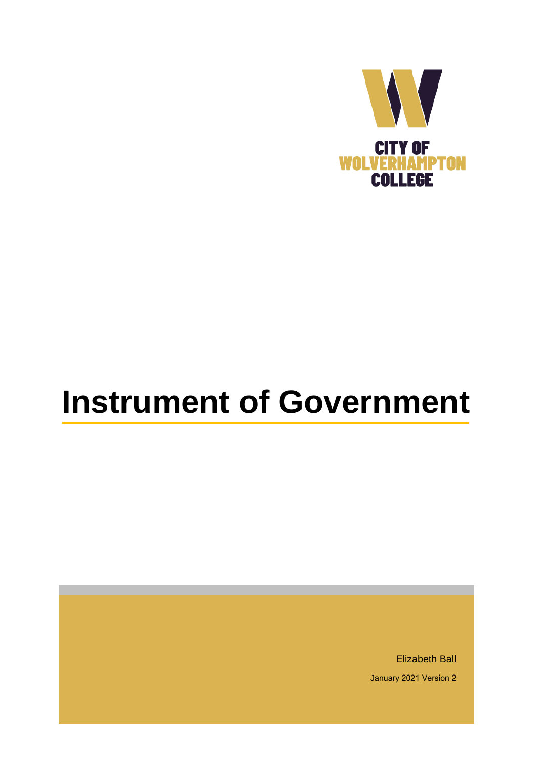CITY OF
WOLVERHAMPTON
COLLEGE

# Instrument of Government

Elizabeth Ball

January 2021 Version 2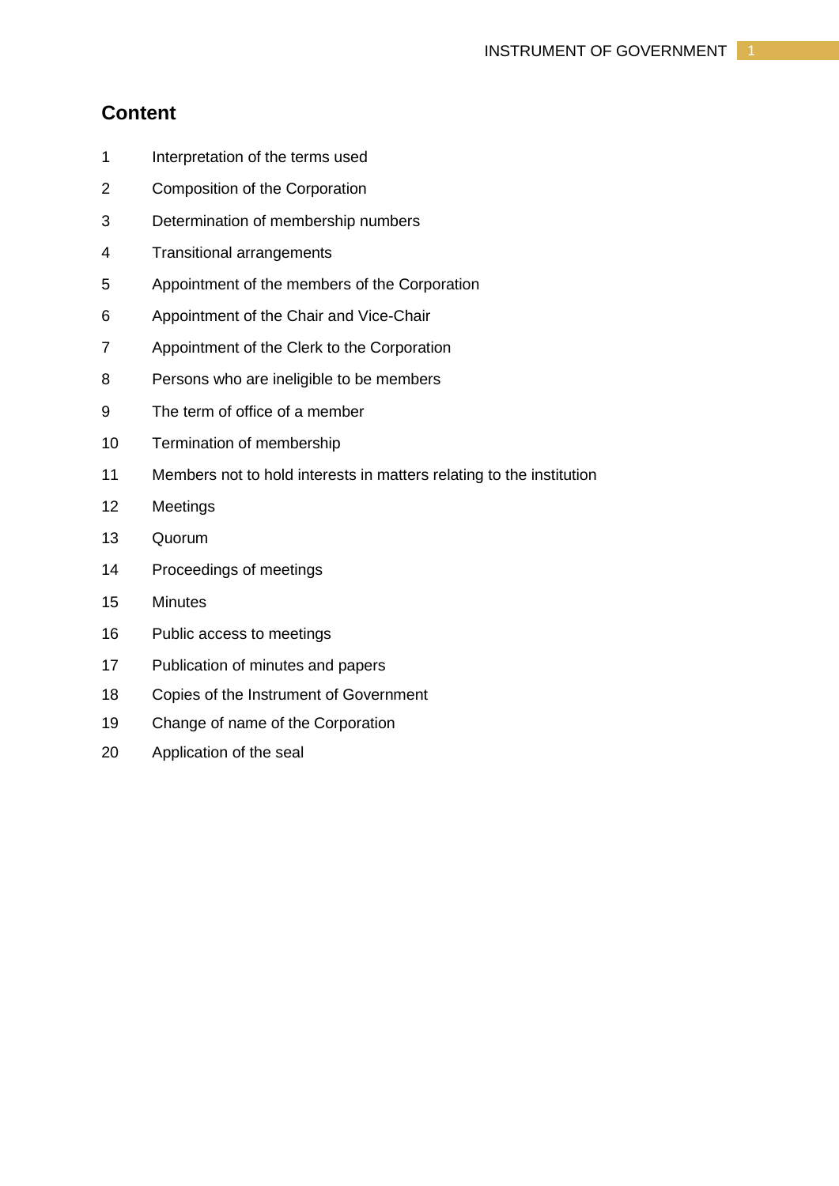## Content

1 Interpretation of the terms used

2 Composition of the Corporation

3 Determination of membership numbers

4 Transitional arrangements

5 Appointment of the members of the Corporation

6 Appointment of the Chair and Vice-Chair

7 Appointment of the Clerk to the Corporation

8 Persons who are ineligible to be members

9 The term of office of a member

10 Termination of membership

11 Members not to hold interests in matters relating to the institution

12 Meetings

13 Quorum

14 Proceedings of meetings

15 Minutes

16 Public access to meetings

17 Publication of minutes and papers

18 Copies of the Instrument of Government

19 Change of name of the Corporation

20 Application of the seal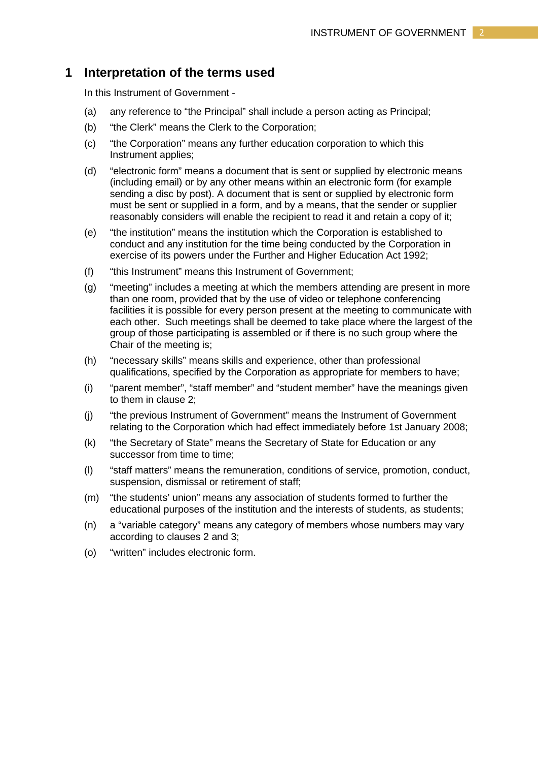## 1 Interpretation of the terms used

In this Instrument of Government -

(a) any reference to “the Principal” shall include a person acting as Principal;

(b) “the Clerk” means the Clerk to the Corporation;

(c) “the Corporation” means any further education corporation to which this Instrument applies;

(d) “electronic form” means a document that is sent or supplied by electronic means (including email) or by any other means within an electronic form (for example sending a disc by post). A document that is sent or supplied by electronic form must be sent or supplied in a form, and by a means, that the sender or supplier reasonably considers will enable the recipient to read it and retain a copy of it;

(e) “the institution” means the institution which the Corporation is established to conduct and any institution for the time being conducted by the Corporation in exercise of its powers under the Further and Higher Education Act 1992;

(f) “this Instrument” means this Instrument of Government;

(g) “meeting” includes a meeting at which the members attending are present in more than one room, provided that by the use of video or telephone conferencing facilities it is possible for every person present at the meeting to communicate with each other. Such meetings shall be deemed to take place where the largest of the group of those participating is assembled or if there is no such group where the Chair of the meeting is;

(h) “necessary skills” means skills and experience, other than professional qualifications, specified by the Corporation as appropriate for members to have;

(i) “parent member”, “staff member” and “student member” have the meanings given to them in clause 2;

(j) “the previous Instrument of Government” means the Instrument of Government relating to the Corporation which had effect immediately before 1st January 2008;

(k) “the Secretary of State” means the Secretary of State for Education or any successor from time to time;

(l) “staff matters” means the remuneration, conditions of service, promotion, conduct, suspension, dismissal or retirement of staff;

(m) “the students’ union” means any association of students formed to further the educational purposes of the institution and the interests of students, as students;

(n) a “variable category” means any category of members whose numbers may vary according to clauses 2 and 3;

(o) “written” includes electronic form.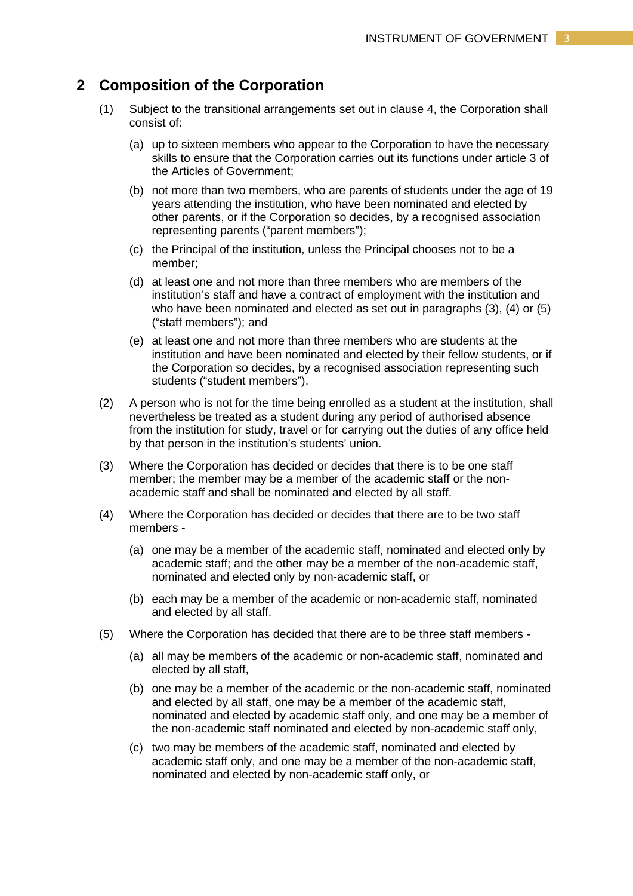## 2 Composition of the Corporation

(1) Subject to the transitional arrangements set out in clause 4, the Corporation shall consist of:

(a) up to sixteen members who appear to the Corporation to have the necessary skills to ensure that the Corporation carries out its functions under article 3 of the Articles of Government;

(b) not more than two members, who are parents of students under the age of 19 years attending the institution, who have been nominated and elected by other parents, or if the Corporation so decides, by a recognised association representing parents ("parent members");

(c) the Principal of the institution, unless the Principal chooses not to be a member;

(d) at least one and not more than three members who are members of the institution's staff and have a contract of employment with the institution and who have been nominated and elected as set out in paragraphs (3), (4) or (5) ("staff members"); and

(e) at least one and not more than three members who are students at the institution and have been nominated and elected by their fellow students, or if the Corporation so decides, by a recognised association representing such students ("student members").

(2) A person who is not for the time being enrolled as a student at the institution, shall nevertheless be treated as a student during any period of authorised absence from the institution for study, travel or for carrying out the duties of any office held by that person in the institution's students' union.

(3) Where the Corporation has decided or decides that there is to be one staff member; the member may be a member of the academic staff or the non-academic staff and shall be nominated and elected by all staff.

(4) Where the Corporation has decided or decides that there are to be two staff members -

(a) one may be a member of the academic staff, nominated and elected only by academic staff; and the other may be a member of the non-academic staff, nominated and elected only by non-academic staff, or

(b) each may be a member of the academic or non-academic staff, nominated and elected by all staff.

(5) Where the Corporation has decided that there are to be three staff members -

(a) all may be members of the academic or non-academic staff, nominated and elected by all staff,

(b) one may be a member of the academic or the non-academic staff, nominated and elected by all staff, one may be a member of the academic staff, nominated and elected by academic staff only, and one may be a member of the non-academic staff nominated and elected by non-academic staff only,

(c) two may be members of the academic staff, nominated and elected by academic staff only, and one may be a member of the non-academic staff, nominated and elected by non-academic staff only, or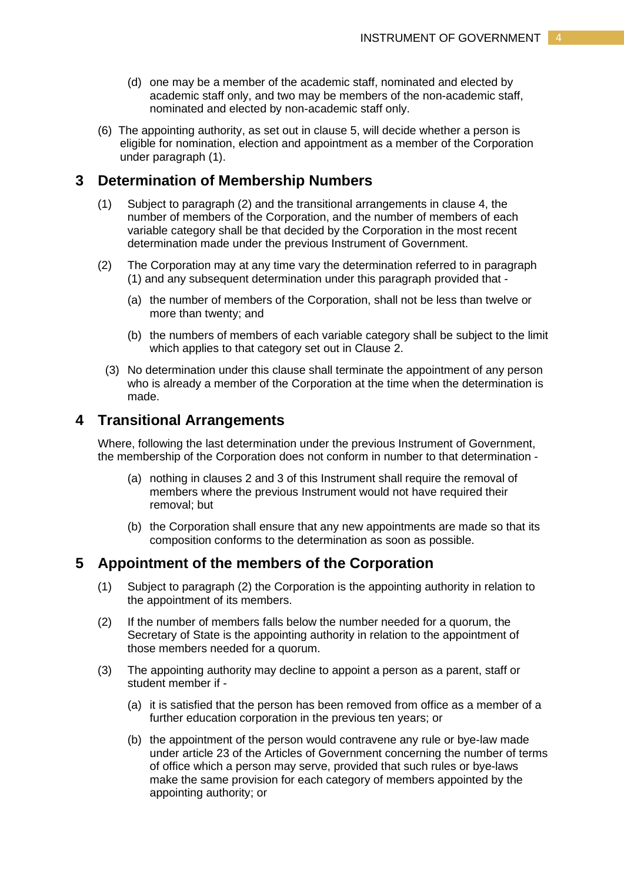(d) one may be a member of the academic staff, nominated and elected by academic staff only, and two may be members of the non-academic staff, nominated and elected by non-academic staff only.

(6) The appointing authority, as set out in clause 5, will decide whether a person is eligible for nomination, election and appointment as a member of the Corporation under paragraph (1).

## 3 Determination of Membership Numbers

(1) Subject to paragraph (2) and the transitional arrangements in clause 4, the number of members of the Corporation, and the number of members of each variable category shall be that decided by the Corporation in the most recent determination made under the previous Instrument of Government.

(2) The Corporation may at any time vary the determination referred to in paragraph (1) and any subsequent determination under this paragraph provided that -

(a) the number of members of the Corporation, shall not be less than twelve or more than twenty; and

(b) the numbers of members of each variable category shall be subject to the limit which applies to that category set out in Clause 2.

(3) No determination under this clause shall terminate the appointment of any person who is already a member of the Corporation at the time when the determination is made.

## 4 Transitional Arrangements

Where, following the last determination under the previous Instrument of Government, the membership of the Corporation does not conform in number to that determination -

(a) nothing in clauses 2 and 3 of this Instrument shall require the removal of members where the previous Instrument would not have required their removal; but

(b) the Corporation shall ensure that any new appointments are made so that its composition conforms to the determination as soon as possible.

## 5 Appointment of the members of the Corporation

(1) Subject to paragraph (2) the Corporation is the appointing authority in relation to the appointment of its members.

(2) If the number of members falls below the number needed for a quorum, the Secretary of State is the appointing authority in relation to the appointment of those members needed for a quorum.

(3) The appointing authority may decline to appoint a person as a parent, staff or student member if -

(a) it is satisfied that the person has been removed from office as a member of a further education corporation in the previous ten years; or

(b) the appointment of the person would contravene any rule or bye-law made under article 23 of the Articles of Government concerning the number of terms of office which a person may serve, provided that such rules or bye-laws make the same provision for each category of members appointed by the appointing authority; or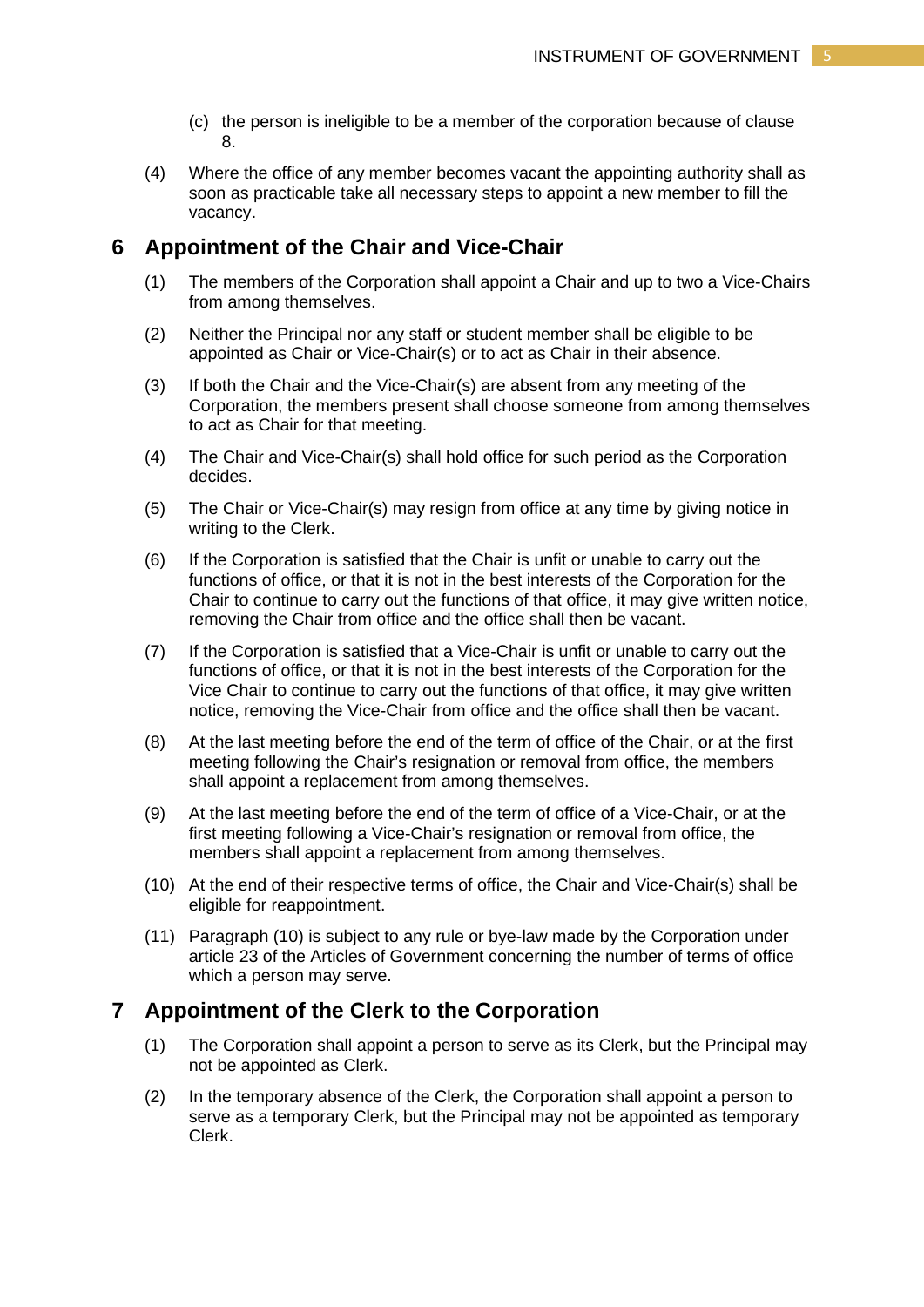(c) the person is ineligible to be a member of the corporation because of clause 8.

(4) Where the office of any member becomes vacant the appointing authority shall as soon as practicable take all necessary steps to appoint a new member to fill the vacancy.

## 6 Appointment of the Chair and Vice-Chair

(1) The members of the Corporation shall appoint a Chair and up to two a Vice-Chairs from among themselves.

(2) Neither the Principal nor any staff or student member shall be eligible to be appointed as Chair or Vice-Chair(s) or to act as Chair in their absence.

(3) If both the Chair and the Vice-Chair(s) are absent from any meeting of the Corporation, the members present shall choose someone from among themselves to act as Chair for that meeting.

(4) The Chair and Vice-Chair(s) shall hold office for such period as the Corporation decides.

(5) The Chair or Vice-Chair(s) may resign from office at any time by giving notice in writing to the Clerk.

(6) If the Corporation is satisfied that the Chair is unfit or unable to carry out the functions of office, or that it is not in the best interests of the Corporation for the Chair to continue to carry out the functions of that office, it may give written notice, removing the Chair from office and the office shall then be vacant.

(7) If the Corporation is satisfied that a Vice-Chair is unfit or unable to carry out the functions of office, or that it is not in the best interests of the Corporation for the Vice Chair to continue to carry out the functions of that office, it may give written notice, removing the Vice-Chair from office and the office shall then be vacant.

(8) At the last meeting before the end of the term of office of the Chair, or at the first meeting following the Chair's resignation or removal from office, the members shall appoint a replacement from among themselves.

(9) At the last meeting before the end of the term of office of a Vice-Chair, or at the first meeting following a Vice-Chair's resignation or removal from office, the members shall appoint a replacement from among themselves.

(10) At the end of their respective terms of office, the Chair and Vice-Chair(s) shall be eligible for reappointment.

(11) Paragraph (10) is subject to any rule or bye-law made by the Corporation under article 23 of the Articles of Government concerning the number of terms of office which a person may serve.

## 7 Appointment of the Clerk to the Corporation

(1) The Corporation shall appoint a person to serve as its Clerk, but the Principal may not be appointed as Clerk.

(2) In the temporary absence of the Clerk, the Corporation shall appoint a person to serve as a temporary Clerk, but the Principal may not be appointed as temporary Clerk.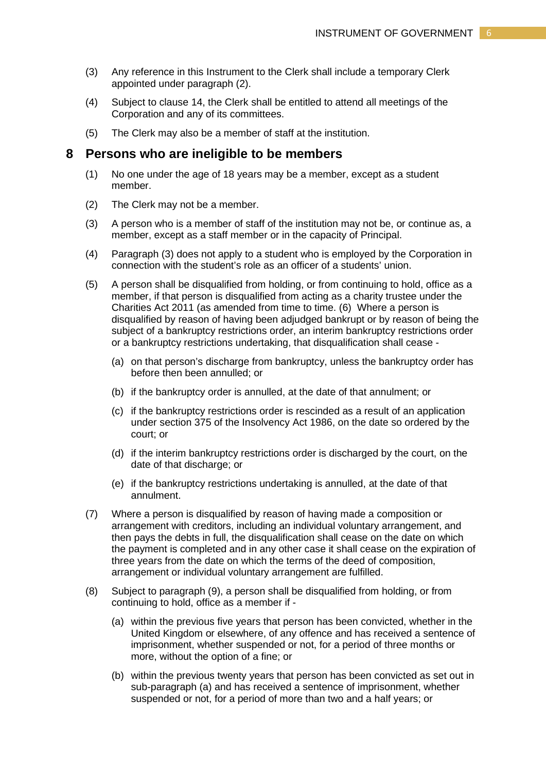(3) Any reference in this Instrument to the Clerk shall include a temporary Clerk appointed under paragraph (2).

(4) Subject to clause 14, the Clerk shall be entitled to attend all meetings of the Corporation and any of its committees.

(5) The Clerk may also be a member of staff at the institution.

## 8 Persons who are ineligible to be members

(1) No one under the age of 18 years may be a member, except as a student member.

(2) The Clerk may not be a member.

(3) A person who is a member of staff of the institution may not be, or continue as, a member, except as a staff member or in the capacity of Principal.

(4) Paragraph (3) does not apply to a student who is employed by the Corporation in connection with the student's role as an officer of a students' union.

(5) A person shall be disqualified from holding, or from continuing to hold, office as a member, if that person is disqualified from acting as a charity trustee under the Charities Act 2011 (as amended from time to time. (6) Where a person is disqualified by reason of having been adjudged bankrupt or by reason of being the subject of a bankruptcy restrictions order, an interim bankruptcy restrictions order or a bankruptcy restrictions undertaking, that disqualification shall cease -

(a) on that person's discharge from bankruptcy, unless the bankruptcy order has before then been annulled; or

(b) if the bankruptcy order is annulled, at the date of that annulment; or

(c) if the bankruptcy restrictions order is rescinded as a result of an application under section 375 of the Insolvency Act 1986, on the date so ordered by the court; or

(d) if the interim bankruptcy restrictions order is discharged by the court, on the date of that discharge; or

(e) if the bankruptcy restrictions undertaking is annulled, at the date of that annulment.

(7) Where a person is disqualified by reason of having made a composition or arrangement with creditors, including an individual voluntary arrangement, and then pays the debts in full, the disqualification shall cease on the date on which the payment is completed and in any other case it shall cease on the expiration of three years from the date on which the terms of the deed of composition, arrangement or individual voluntary arrangement are fulfilled.

(8) Subject to paragraph (9), a person shall be disqualified from holding, or from continuing to hold, office as a member if -

(a) within the previous five years that person has been convicted, whether in the United Kingdom or elsewhere, of any offence and has received a sentence of imprisonment, whether suspended or not, for a period of three months or more, without the option of a fine; or

(b) within the previous twenty years that person has been convicted as set out in sub-paragraph (a) and has received a sentence of imprisonment, whether suspended or not, for a period of more than two and a half years; or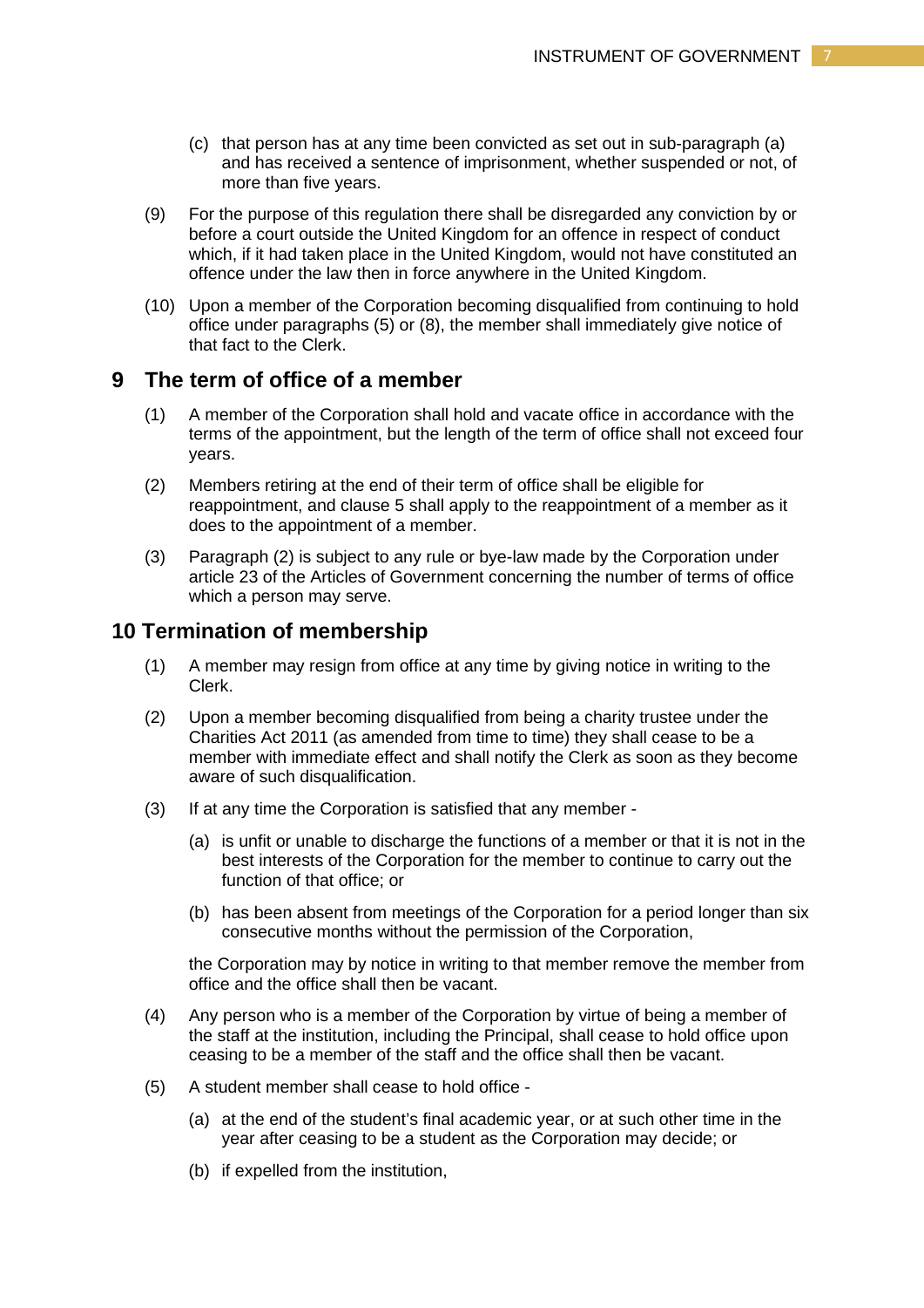(c) that person has at any time been convicted as set out in sub-paragraph (a) and has received a sentence of imprisonment, whether suspended or not, of more than five years.

(9) For the purpose of this regulation there shall be disregarded any conviction by or before a court outside the United Kingdom for an offence in respect of conduct which, if it had taken place in the United Kingdom, would not have constituted an offence under the law then in force anywhere in the United Kingdom.

(10) Upon a member of the Corporation becoming disqualified from continuing to hold office under paragraphs (5) or (8), the member shall immediately give notice of that fact to the Clerk.

## 9 The term of office of a member

(1) A member of the Corporation shall hold and vacate office in accordance with the terms of the appointment, but the length of the term of office shall not exceed four years.

(2) Members retiring at the end of their term of office shall be eligible for reappointment, and clause 5 shall apply to the reappointment of a member as it does to the appointment of a member.

(3) Paragraph (2) is subject to any rule or bye-law made by the Corporation under article 23 of the Articles of Government concerning the number of terms of office which a person may serve.

## 10 Termination of membership

(1) A member may resign from office at any time by giving notice in writing to the Clerk.

(2) Upon a member becoming disqualified from being a charity trustee under the Charities Act 2011 (as amended from time to time) they shall cease to be a member with immediate effect and shall notify the Clerk as soon as they become aware of such disqualification.

(3) If at any time the Corporation is satisfied that any member -

(a) is unfit or unable to discharge the functions of a member or that it is not in the best interests of the Corporation for the member to continue to carry out the function of that office; or

(b) has been absent from meetings of the Corporation for a period longer than six consecutive months without the permission of the Corporation,

the Corporation may by notice in writing to that member remove the member from office and the office shall then be vacant.

(4) Any person who is a member of the Corporation by virtue of being a member of the staff at the institution, including the Principal, shall cease to hold office upon ceasing to be a member of the staff and the office shall then be vacant.

(5) A student member shall cease to hold office -

(a) at the end of the student's final academic year, or at such other time in the year after ceasing to be a student as the Corporation may decide; or

(b) if expelled from the institution,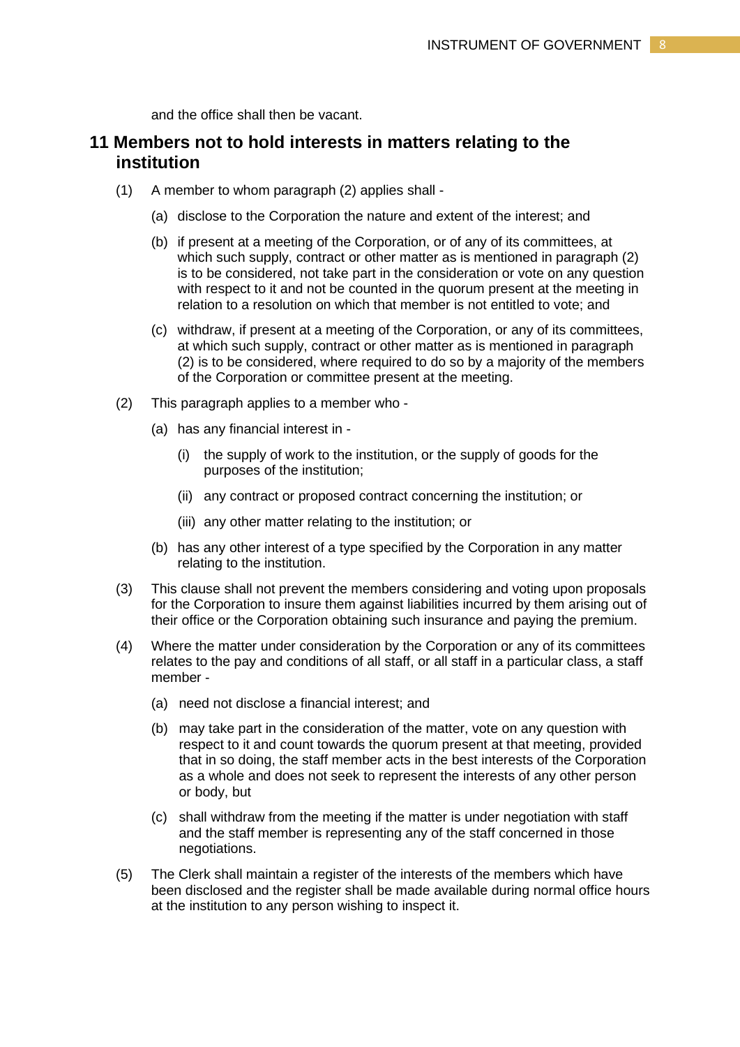and the office shall then be vacant.

## 11 Members not to hold interests in matters relating to the institution

(1) A member to whom paragraph (2) applies shall -

(a) disclose to the Corporation the nature and extent of the interest; and

(b) if present at a meeting of the Corporation, or of any of its committees, at which such supply, contract or other matter as is mentioned in paragraph (2) is to be considered, not take part in the consideration or vote on any question with respect to it and not be counted in the quorum present at the meeting in relation to a resolution on which that member is not entitled to vote; and

(c) withdraw, if present at a meeting of the Corporation, or any of its committees, at which such supply, contract or other matter as is mentioned in paragraph (2) is to be considered, where required to do so by a majority of the members of the Corporation or committee present at the meeting.

(2) This paragraph applies to a member who -

(a) has any financial interest in -

(i) the supply of work to the institution, or the supply of goods for the purposes of the institution;

(ii) any contract or proposed contract concerning the institution; or

(iii) any other matter relating to the institution; or

(b) has any other interest of a type specified by the Corporation in any matter relating to the institution.

(3) This clause shall not prevent the members considering and voting upon proposals for the Corporation to insure them against liabilities incurred by them arising out of their office or the Corporation obtaining such insurance and paying the premium.

(4) Where the matter under consideration by the Corporation or any of its committees relates to the pay and conditions of all staff, or all staff in a particular class, a staff member -

(a) need not disclose a financial interest; and

(b) may take part in the consideration of the matter, vote on any question with respect to it and count towards the quorum present at that meeting, provided that in so doing, the staff member acts in the best interests of the Corporation as a whole and does not seek to represent the interests of any other person or body, but

(c) shall withdraw from the meeting if the matter is under negotiation with staff and the staff member is representing any of the staff concerned in those negotiations.

(5) The Clerk shall maintain a register of the interests of the members which have been disclosed and the register shall be made available during normal office hours at the institution to any person wishing to inspect it.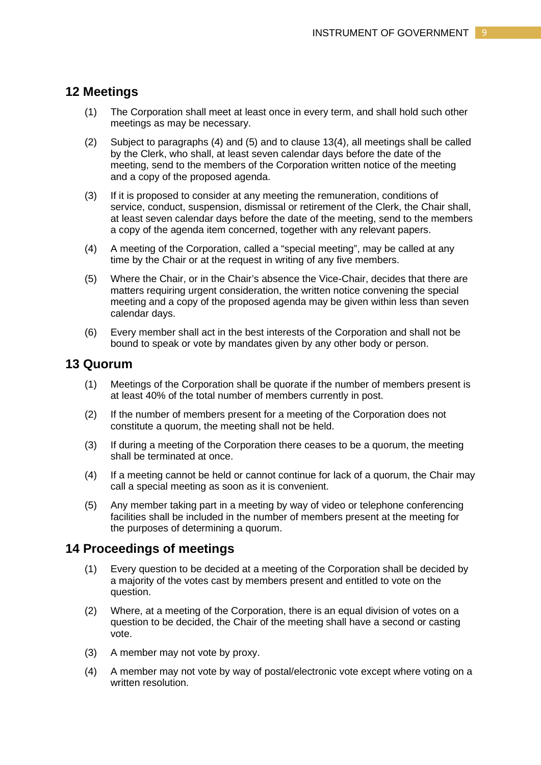## 12 Meetings

(1) The Corporation shall meet at least once in every term, and shall hold such other meetings as may be necessary.

(2) Subject to paragraphs (4) and (5) and to clause 13(4), all meetings shall be called by the Clerk, who shall, at least seven calendar days before the date of the meeting, send to the members of the Corporation written notice of the meeting and a copy of the proposed agenda.

(3) If it is proposed to consider at any meeting the remuneration, conditions of service, conduct, suspension, dismissal or retirement of the Clerk, the Chair shall, at least seven calendar days before the date of the meeting, send to the members a copy of the agenda item concerned, together with any relevant papers.

(4) A meeting of the Corporation, called a "special meeting", may be called at any time by the Chair or at the request in writing of any five members.

(5) Where the Chair, or in the Chair's absence the Vice-Chair, decides that there are matters requiring urgent consideration, the written notice convening the special meeting and a copy of the proposed agenda may be given within less than seven calendar days.

(6) Every member shall act in the best interests of the Corporation and shall not be bound to speak or vote by mandates given by any other body or person.

## 13 Quorum

(1) Meetings of the Corporation shall be quorate if the number of members present is at least 40% of the total number of members currently in post.

(2) If the number of members present for a meeting of the Corporation does not constitute a quorum, the meeting shall not be held.

(3) If during a meeting of the Corporation there ceases to be a quorum, the meeting shall be terminated at once.

(4) If a meeting cannot be held or cannot continue for lack of a quorum, the Chair may call a special meeting as soon as it is convenient.

(5) Any member taking part in a meeting by way of video or telephone conferencing facilities shall be included in the number of members present at the meeting for the purposes of determining a quorum.

## 14 Proceedings of meetings

(1) Every question to be decided at a meeting of the Corporation shall be decided by a majority of the votes cast by members present and entitled to vote on the question.

(2) Where, at a meeting of the Corporation, there is an equal division of votes on a question to be decided, the Chair of the meeting shall have a second or casting vote.

(3) A member may not vote by proxy.

(4) A member may not vote by way of postal/electronic vote except where voting on a written resolution.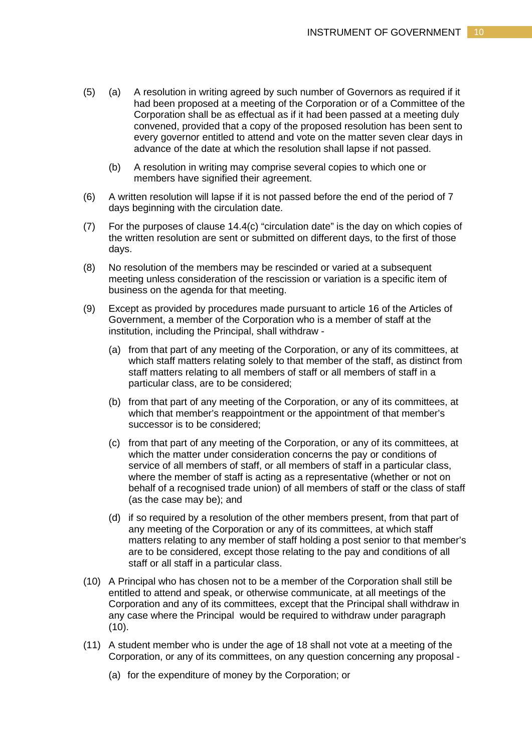(5) (a) A resolution in writing agreed by such number of Governors as required if it had been proposed at a meeting of the Corporation or of a Committee of the Corporation shall be as effectual as if it had been passed at a meeting duly convened, provided that a copy of the proposed resolution has been sent to every governor entitled to attend and vote on the matter seven clear days in advance of the date at which the resolution shall lapse if not passed.

(b) A resolution in writing may comprise several copies to which one or members have signified their agreement.

(6) A written resolution will lapse if it is not passed before the end of the period of 7 days beginning with the circulation date.

(7) For the purposes of clause 14.4(c) "circulation date" is the day on which copies of the written resolution are sent or submitted on different days, to the first of those days.

(8) No resolution of the members may be rescinded or varied at a subsequent meeting unless consideration of the rescission or variation is a specific item of business on the agenda for that meeting.

(9) Except as provided by procedures made pursuant to article 16 of the Articles of Government, a member of the Corporation who is a member of staff at the institution, including the Principal, shall withdraw -

(a) from that part of any meeting of the Corporation, or any of its committees, at which staff matters relating solely to that member of the staff, as distinct from staff matters relating to all members of staff or all members of staff in a particular class, are to be considered;

(b) from that part of any meeting of the Corporation, or any of its committees, at which that member's reappointment or the appointment of that member's successor is to be considered;

(c) from that part of any meeting of the Corporation, or any of its committees, at which the matter under consideration concerns the pay or conditions of service of all members of staff, or all members of staff in a particular class, where the member of staff is acting as a representative (whether or not on behalf of a recognised trade union) of all members of staff or the class of staff (as the case may be); and

(d) if so required by a resolution of the other members present, from that part of any meeting of the Corporation or any of its committees, at which staff matters relating to any member of staff holding a post senior to that member's are to be considered, except those relating to the pay and conditions of all staff or all staff in a particular class.

(10) A Principal who has chosen not to be a member of the Corporation shall still be entitled to attend and speak, or otherwise communicate, at all meetings of the Corporation and any of its committees, except that the Principal shall withdraw in any case where the Principal would be required to withdraw under paragraph (10).

(11) A student member who is under the age of 18 shall not vote at a meeting of the Corporation, or any of its committees, on any question concerning any proposal -

(a) for the expenditure of money by the Corporation; or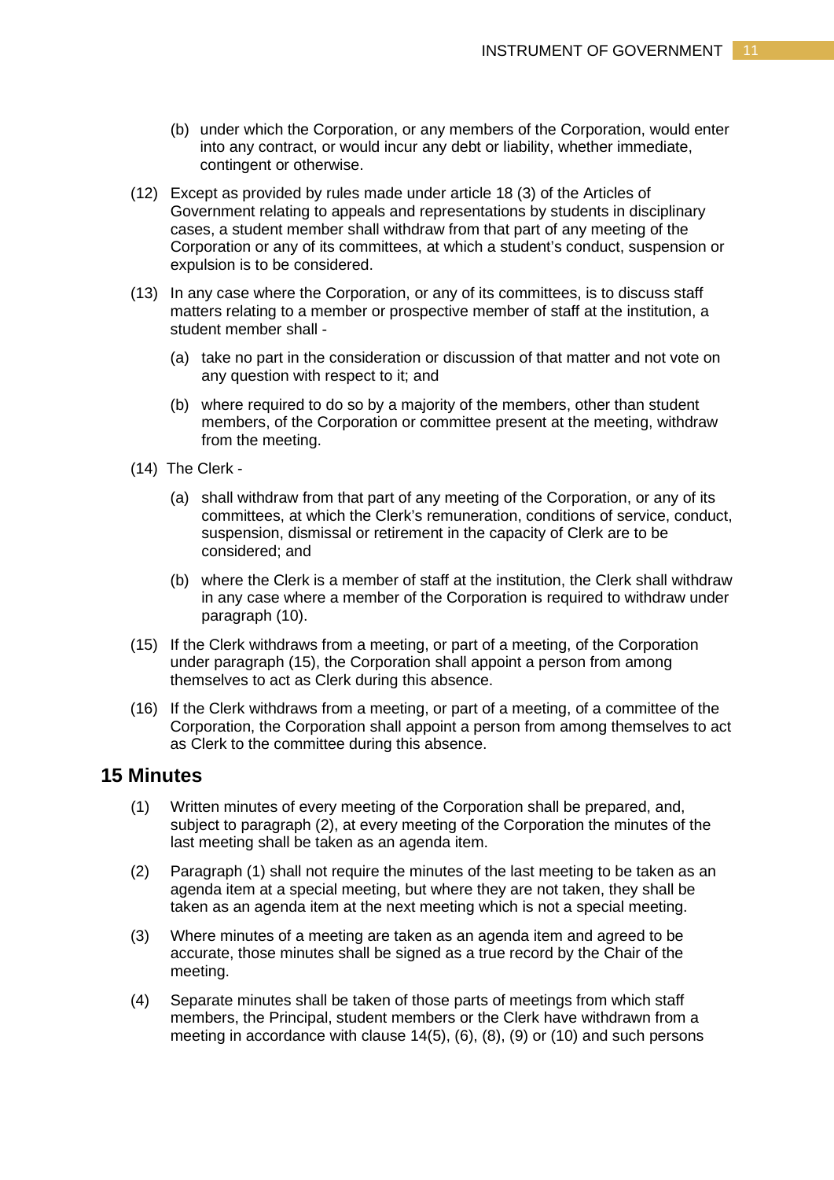(b) under which the Corporation, or any members of the Corporation, would enter into any contract, or would incur any debt or liability, whether immediate, contingent or otherwise.

(12) Except as provided by rules made under article 18 (3) of the Articles of Government relating to appeals and representations by students in disciplinary cases, a student member shall withdraw from that part of any meeting of the Corporation or any of its committees, at which a student's conduct, suspension or expulsion is to be considered.

(13) In any case where the Corporation, or any of its committees, is to discuss staff matters relating to a member or prospective member of staff at the institution, a student member shall -

(a) take no part in the consideration or discussion of that matter and not vote on any question with respect to it; and

(b) where required to do so by a majority of the members, other than student members, of the Corporation or committee present at the meeting, withdraw from the meeting.

(14) The Clerk -

(a) shall withdraw from that part of any meeting of the Corporation, or any of its committees, at which the Clerk's remuneration, conditions of service, conduct, suspension, dismissal or retirement in the capacity of Clerk are to be considered; and

(b) where the Clerk is a member of staff at the institution, the Clerk shall withdraw in any case where a member of the Corporation is required to withdraw under paragraph (10).

(15) If the Clerk withdraws from a meeting, or part of a meeting, of the Corporation under paragraph (15), the Corporation shall appoint a person from among themselves to act as Clerk during this absence.

(16) If the Clerk withdraws from a meeting, or part of a meeting, of a committee of the Corporation, the Corporation shall appoint a person from among themselves to act as Clerk to the committee during this absence.

## 15 Minutes

(1) Written minutes of every meeting of the Corporation shall be prepared, and, subject to paragraph (2), at every meeting of the Corporation the minutes of the last meeting shall be taken as an agenda item.

(2) Paragraph (1) shall not require the minutes of the last meeting to be taken as an agenda item at a special meeting, but where they are not taken, they shall be taken as an agenda item at the next meeting which is not a special meeting.

(3) Where minutes of a meeting are taken as an agenda item and agreed to be accurate, those minutes shall be signed as a true record by the Chair of the meeting.

(4) Separate minutes shall be taken of those parts of meetings from which staff members, the Principal, student members or the Clerk have withdrawn from a meeting in accordance with clause 14(5), (6), (8), (9) or (10) and such persons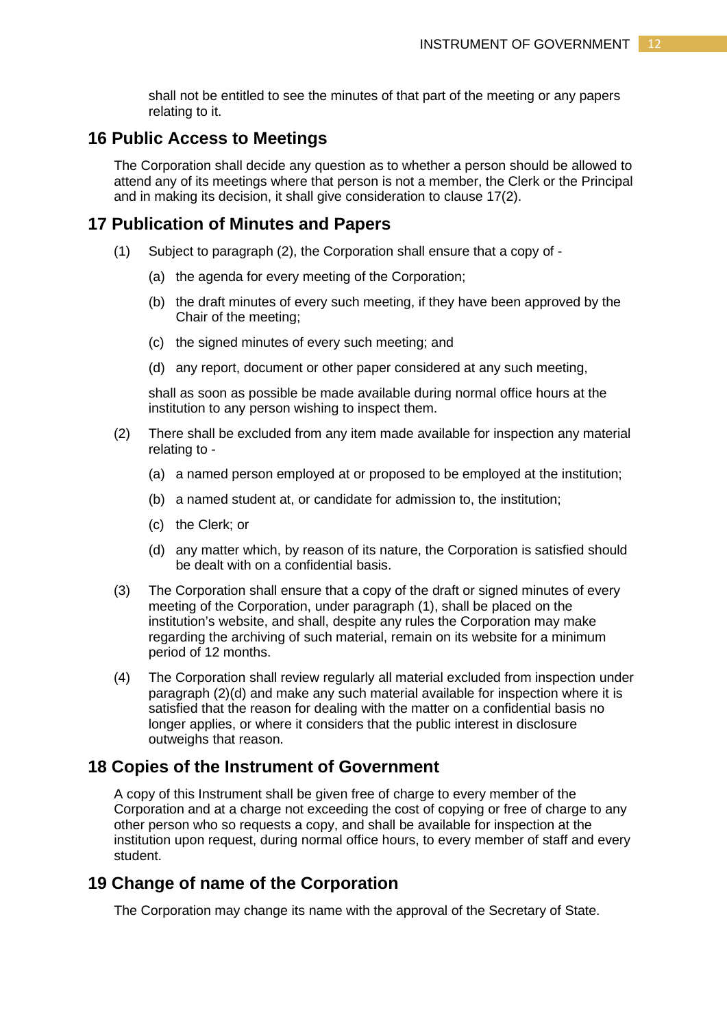shall not be entitled to see the minutes of that part of the meeting or any papers relating to it.

## 16 Public Access to Meetings

The Corporation shall decide any question as to whether a person should be allowed to attend any of its meetings where that person is not a member, the Clerk or the Principal and in making its decision, it shall give consideration to clause 17(2).

## 17 Publication of Minutes and Papers

(1) Subject to paragraph (2), the Corporation shall ensure that a copy of -

(a) the agenda for every meeting of the Corporation;

(b) the draft minutes of every such meeting, if they have been approved by the Chair of the meeting;

(c) the signed minutes of every such meeting; and

(d) any report, document or other paper considered at any such meeting,

shall as soon as possible be made available during normal office hours at the institution to any person wishing to inspect them.

(2) There shall be excluded from any item made available for inspection any material relating to -

(a) a named person employed at or proposed to be employed at the institution;

(b) a named student at, or candidate for admission to, the institution;

(c) the Clerk; or

(d) any matter which, by reason of its nature, the Corporation is satisfied should be dealt with on a confidential basis.

(3) The Corporation shall ensure that a copy of the draft or signed minutes of every meeting of the Corporation, under paragraph (1), shall be placed on the institution's website, and shall, despite any rules the Corporation may make regarding the archiving of such material, remain on its website for a minimum period of 12 months.

(4) The Corporation shall review regularly all material excluded from inspection under paragraph (2)(d) and make any such material available for inspection where it is satisfied that the reason for dealing with the matter on a confidential basis no longer applies, or where it considers that the public interest in disclosure outweighs that reason.

## 18 Copies of the Instrument of Government

A copy of this Instrument shall be given free of charge to every member of the Corporation and at a charge not exceeding the cost of copying or free of charge to any other person who so requests a copy, and shall be available for inspection at the institution upon request, during normal office hours, to every member of staff and every student.

## 19 Change of name of the Corporation

The Corporation may change its name with the approval of the Secretary of State.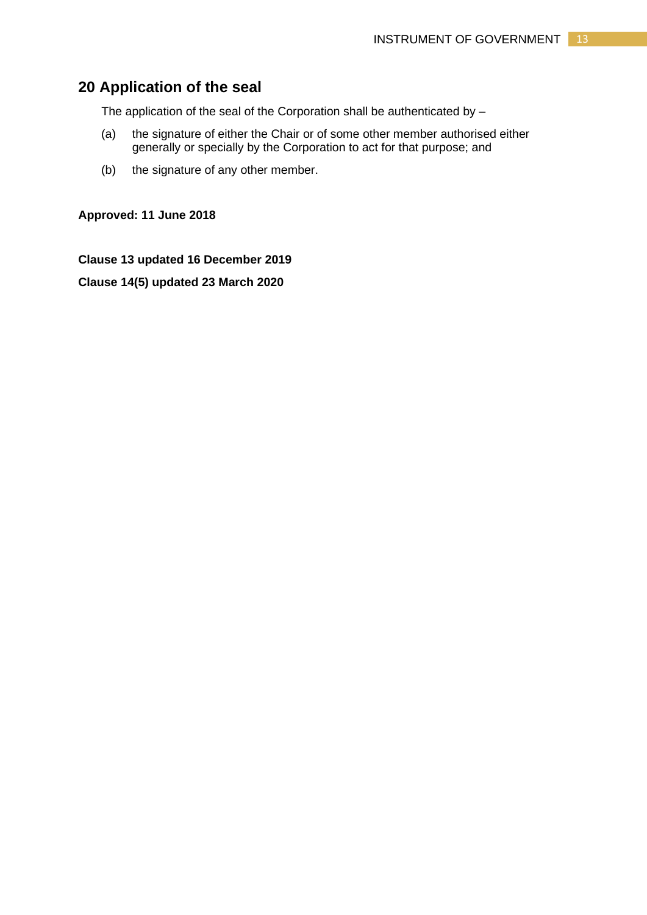## 20 Application of the seal

The application of the seal of the Corporation shall be authenticated by –

(a) the signature of either the Chair or of some other member authorised either generally or specially by the Corporation to act for that purpose; and

(b) the signature of any other member.

**Approved: 11 June 2018**

**Clause 13 updated 16 December 2019**

**Clause 14(5) updated 23 March 2020**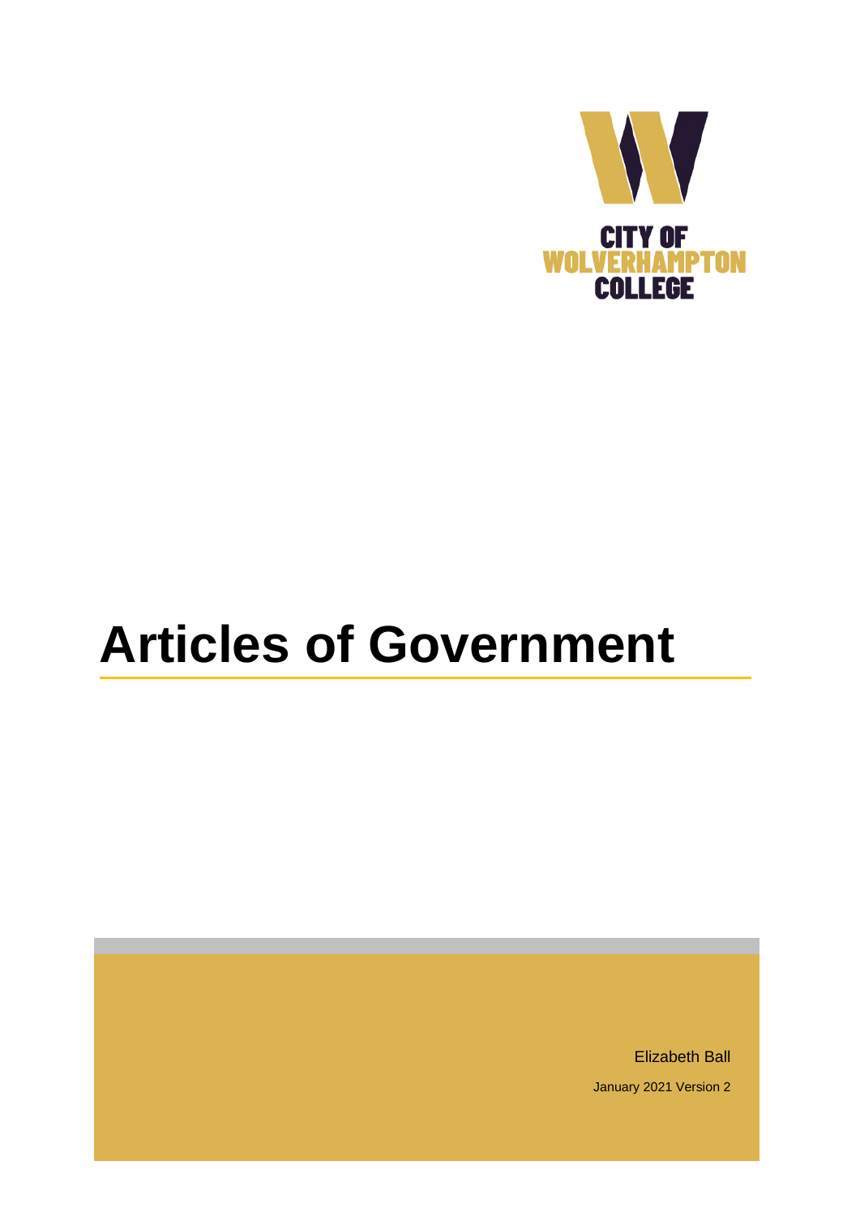CITY OF
WOLVERHAMPTON
COLLEGE

# Articles of Government

Elizabeth Ball

January 2021 Version 2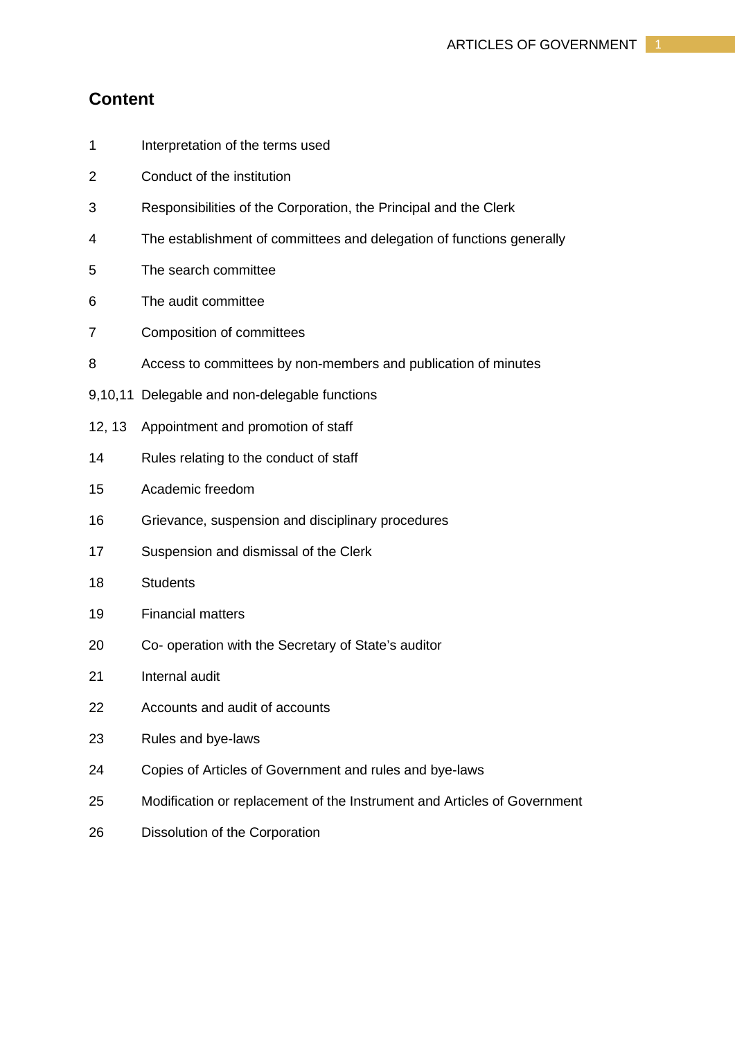## Content

| | |
|---|---|
| 1 | Interpretation of the terms used |
| 2 | Conduct of the institution |
| 3 | Responsibilities of the Corporation, the Principal and the Clerk |
| 4 | The establishment of committees and delegation of functions generally |
| 5 | The search committee |
| 6 | The audit committee |
| 7 | Composition of committees |
| 8 | Access to committees by non-members and publication of minutes |
| 9,10,11 | Delegable and non-delegable functions |
| 12, 13 | Appointment and promotion of staff |
| 14 | Rules relating to the conduct of staff |
| 15 | Academic freedom |
| 16 | Grievance, suspension and disciplinary procedures |
| 17 | Suspension and dismissal of the Clerk |
| 18 | Students |
| 19 | Financial matters |
| 20 | Co- operation with the Secretary of State's auditor |
| 21 | Internal audit |
| 22 | Accounts and audit of accounts |
| 23 | Rules and bye-laws |
| 24 | Copies of Articles of Government and rules and bye-laws |
| 25 | Modification or replacement of the Instrument and Articles of Government |
| 26 | Dissolution of the Corporation |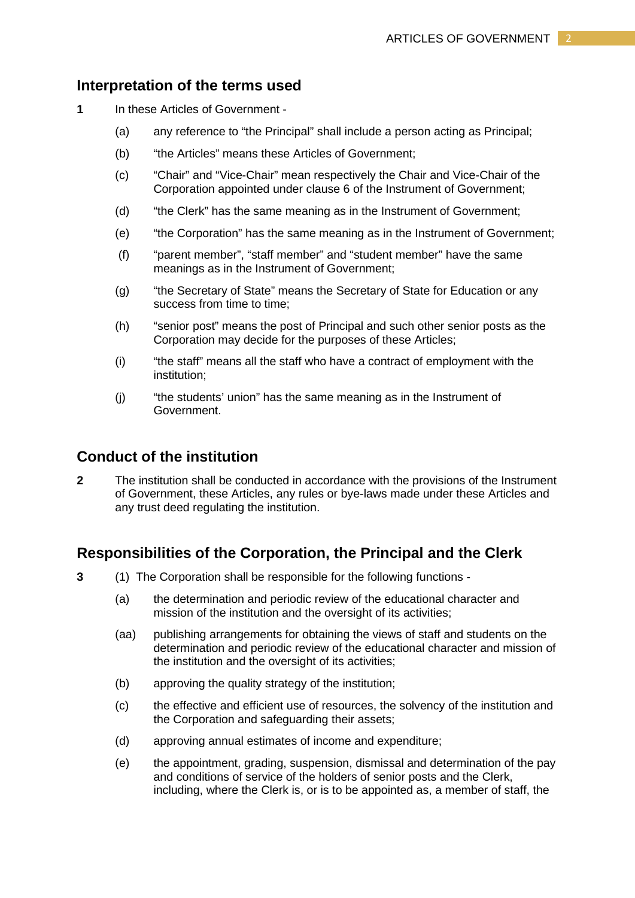## Interpretation of the terms used

**1** In these Articles of Government -

(a) any reference to “the Principal” shall include a person acting as Principal;

(b) “the Articles” means these Articles of Government;

(c) “Chair” and “Vice-Chair” mean respectively the Chair and Vice-Chair of the Corporation appointed under clause 6 of the Instrument of Government;

(d) “the Clerk” has the same meaning as in the Instrument of Government;

(e) “the Corporation” has the same meaning as in the Instrument of Government;

(f) “parent member”, “staff member” and “student member” have the same meanings as in the Instrument of Government;

(g) “the Secretary of State” means the Secretary of State for Education or any success from time to time;

(h) “senior post” means the post of Principal and such other senior posts as the Corporation may decide for the purposes of these Articles;

(i) “the staff” means all the staff who have a contract of employment with the institution;

(j) “the students’ union” has the same meaning as in the Instrument of Government.

## Conduct of the institution

**2** The institution shall be conducted in accordance with the provisions of the Instrument of Government, these Articles, any rules or bye-laws made under these Articles and any trust deed regulating the institution.

## Responsibilities of the Corporation, the Principal and the Clerk

**3** (1) The Corporation shall be responsible for the following functions -

(a) the determination and periodic review of the educational character and mission of the institution and the oversight of its activities;

(aa) publishing arrangements for obtaining the views of staff and students on the determination and periodic review of the educational character and mission of the institution and the oversight of its activities;

(b) approving the quality strategy of the institution;

(c) the effective and efficient use of resources, the solvency of the institution and the Corporation and safeguarding their assets;

(d) approving annual estimates of income and expenditure;

(e) the appointment, grading, suspension, dismissal and determination of the pay and conditions of service of the holders of senior posts and the Clerk, including, where the Clerk is, or is to be appointed as, a member of staff, the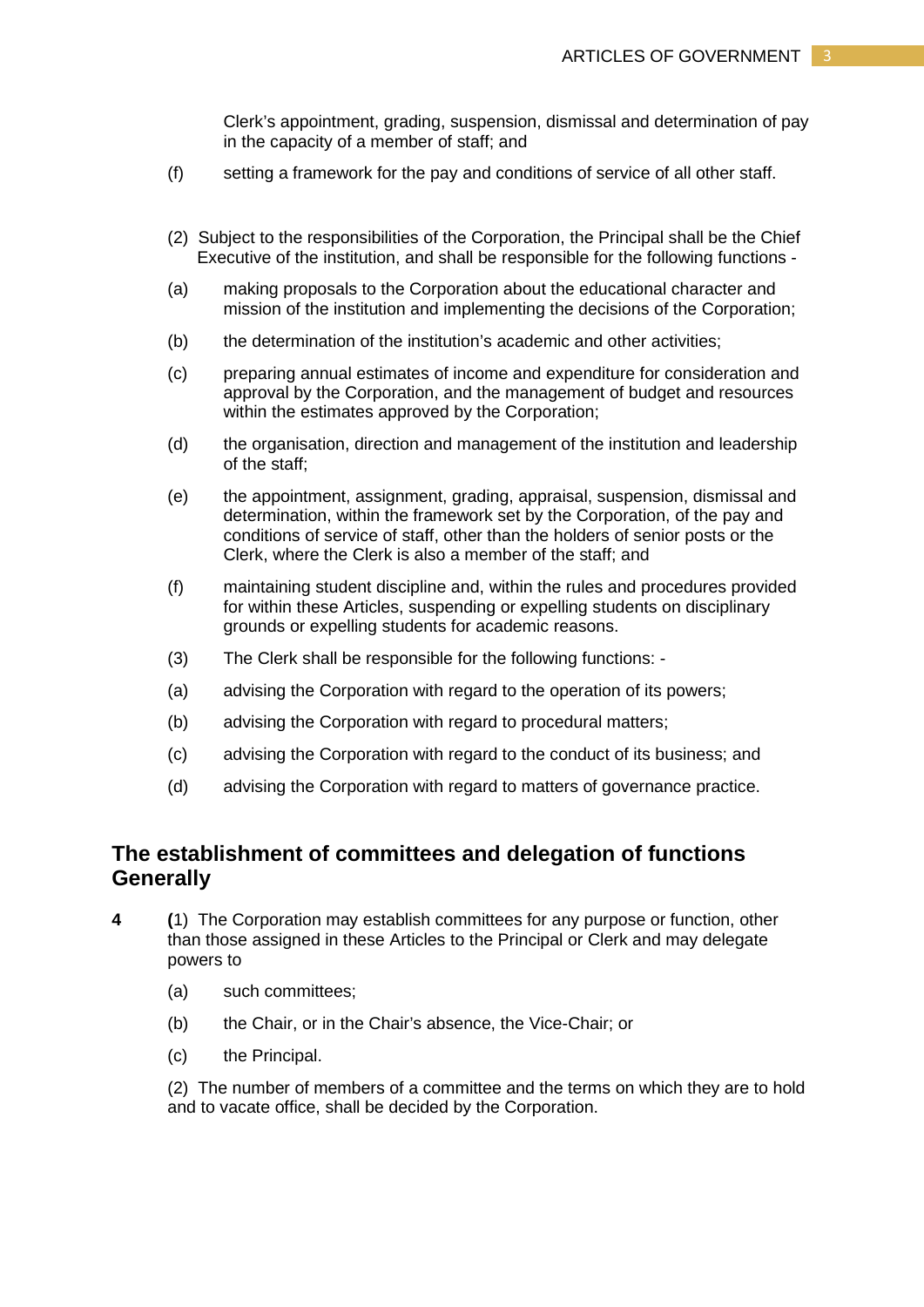Clerk's appointment, grading, suspension, dismissal and determination of pay in the capacity of a member of staff; and

(f) setting a framework for the pay and conditions of service of all other staff.

(2) Subject to the responsibilities of the Corporation, the Principal shall be the Chief Executive of the institution, and shall be responsible for the following functions -

(a) making proposals to the Corporation about the educational character and mission of the institution and implementing the decisions of the Corporation;

(b) the determination of the institution's academic and other activities;

(c) preparing annual estimates of income and expenditure for consideration and approval by the Corporation, and the management of budget and resources within the estimates approved by the Corporation;

(d) the organisation, direction and management of the institution and leadership of the staff;

(e) the appointment, assignment, grading, appraisal, suspension, dismissal and determination, within the framework set by the Corporation, of the pay and conditions of service of staff, other than the holders of senior posts or the Clerk, where the Clerk is also a member of the staff; and

(f) maintaining student discipline and, within the rules and procedures provided for within these Articles, suspending or expelling students on disciplinary grounds or expelling students for academic reasons.

(3) The Clerk shall be responsible for the following functions: -

(a) advising the Corporation with regard to the operation of its powers;

(b) advising the Corporation with regard to procedural matters;

(c) advising the Corporation with regard to the conduct of its business; and

(d) advising the Corporation with regard to matters of governance practice.

## The establishment of committees and delegation of functions Generally

**4** **(**1) The Corporation may establish committees for any purpose or function, other than those assigned in these Articles to the Principal or Clerk and may delegate powers to

(a) such committees;

(b) the Chair, or in the Chair's absence, the Vice-Chair; or

(c) the Principal.

(2) The number of members of a committee and the terms on which they are to hold and to vacate office, shall be decided by the Corporation.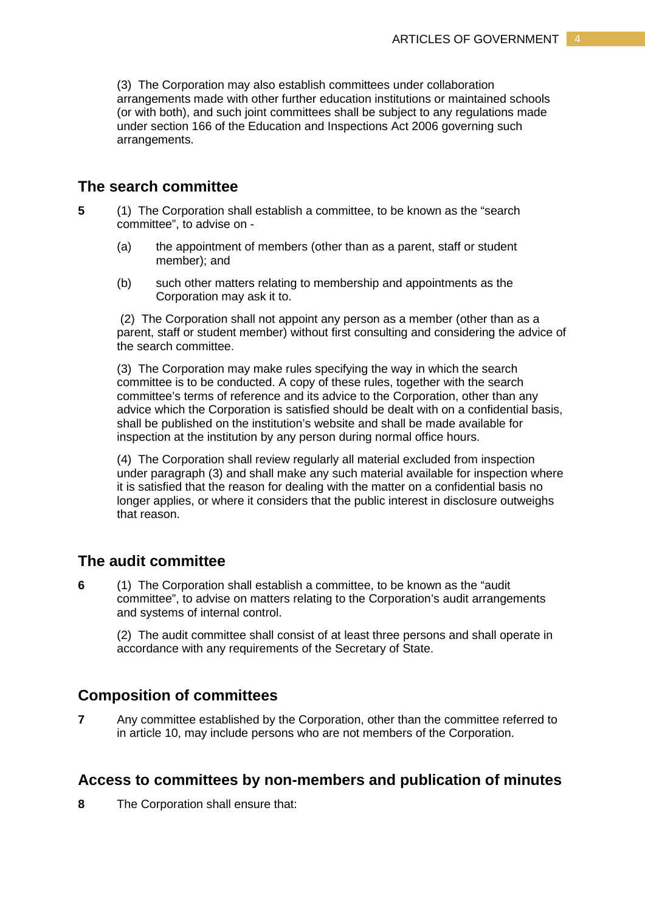(3) The Corporation may also establish committees under collaboration arrangements made with other further education institutions or maintained schools (or with both), and such joint committees shall be subject to any regulations made under section 166 of the Education and Inspections Act 2006 governing such arrangements.

## The search committee

**5** (1) The Corporation shall establish a committee, to be known as the "search committee", to advise on -

(a) the appointment of members (other than as a parent, staff or student member); and

(b) such other matters relating to membership and appointments as the Corporation may ask it to.

(2) The Corporation shall not appoint any person as a member (other than as a parent, staff or student member) without first consulting and considering the advice of the search committee.

(3) The Corporation may make rules specifying the way in which the search committee is to be conducted. A copy of these rules, together with the search committee's terms of reference and its advice to the Corporation, other than any advice which the Corporation is satisfied should be dealt with on a confidential basis, shall be published on the institution's website and shall be made available for inspection at the institution by any person during normal office hours.

(4) The Corporation shall review regularly all material excluded from inspection under paragraph (3) and shall make any such material available for inspection where it is satisfied that the reason for dealing with the matter on a confidential basis no longer applies, or where it considers that the public interest in disclosure outweighs that reason.

## The audit committee

**6** (1) The Corporation shall establish a committee, to be known as the "audit committee", to advise on matters relating to the Corporation's audit arrangements and systems of internal control.

(2) The audit committee shall consist of at least three persons and shall operate in accordance with any requirements of the Secretary of State.

## Composition of committees

**7** Any committee established by the Corporation, other than the committee referred to in article 10, may include persons who are not members of the Corporation.

## Access to committees by non-members and publication of minutes

**8** The Corporation shall ensure that: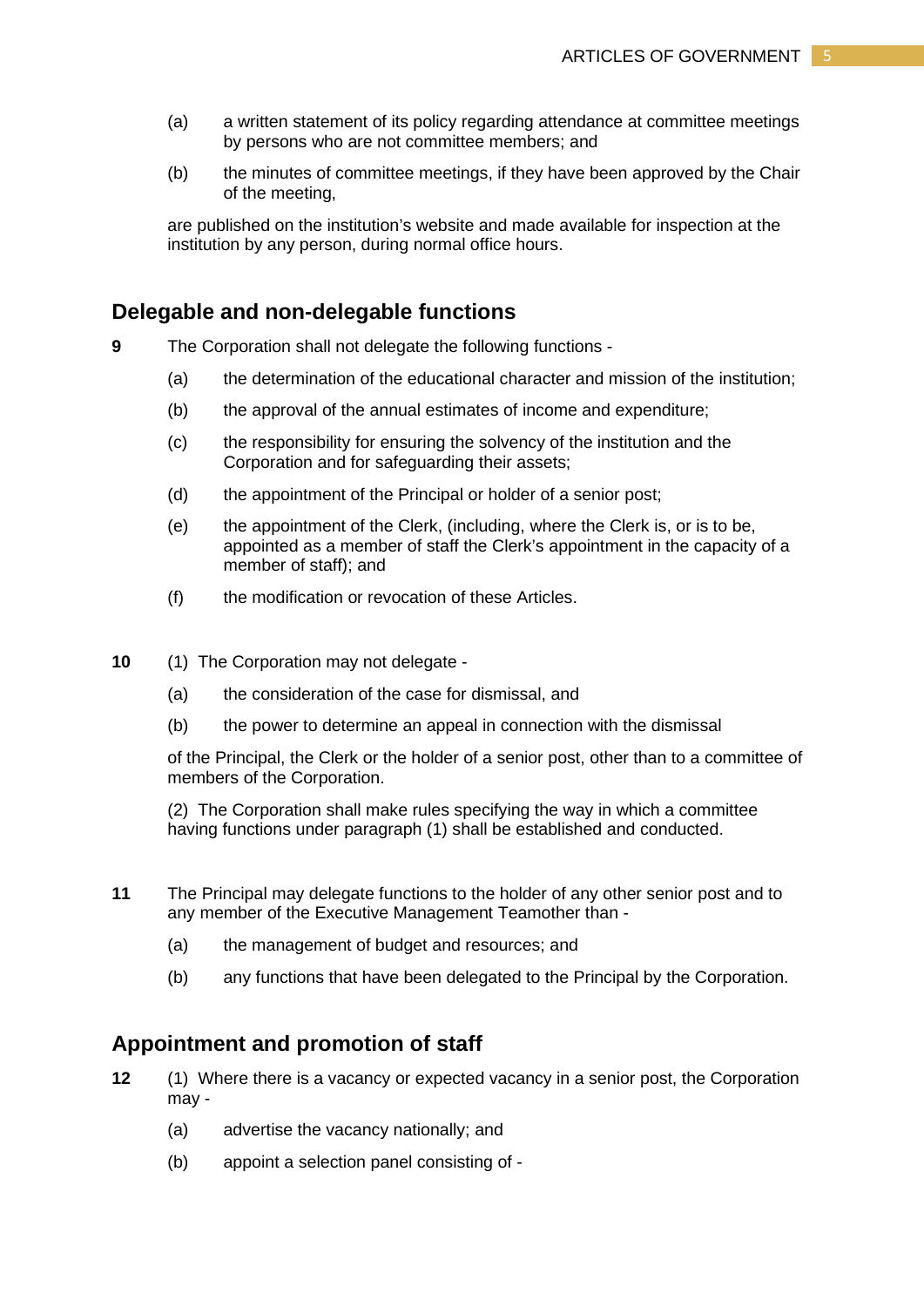(a) a written statement of its policy regarding attendance at committee meetings by persons who are not committee members; and

(b) the minutes of committee meetings, if they have been approved by the Chair of the meeting,

are published on the institution's website and made available for inspection at the institution by any person, during normal office hours.

## Delegable and non-delegable functions

**9** The Corporation shall not delegate the following functions -

(a) the determination of the educational character and mission of the institution;

(b) the approval of the annual estimates of income and expenditure;

(c) the responsibility for ensuring the solvency of the institution and the Corporation and for safeguarding their assets;

(d) the appointment of the Principal or holder of a senior post;

(e) the appointment of the Clerk, (including, where the Clerk is, or is to be, appointed as a member of staff the Clerk's appointment in the capacity of a member of staff); and

(f) the modification or revocation of these Articles.

**10** (1) The Corporation may not delegate -

(a) the consideration of the case for dismissal, and

(b) the power to determine an appeal in connection with the dismissal

of the Principal, the Clerk or the holder of a senior post, other than to a committee of members of the Corporation.

(2) The Corporation shall make rules specifying the way in which a committee having functions under paragraph (1) shall be established and conducted.

**11** The Principal may delegate functions to the holder of any other senior post and to any member of the Executive Management Teamother than -

(a) the management of budget and resources; and

(b) any functions that have been delegated to the Principal by the Corporation.

## Appointment and promotion of staff

**12** (1) Where there is a vacancy or expected vacancy in a senior post, the Corporation may -

(a) advertise the vacancy nationally; and

(b) appoint a selection panel consisting of -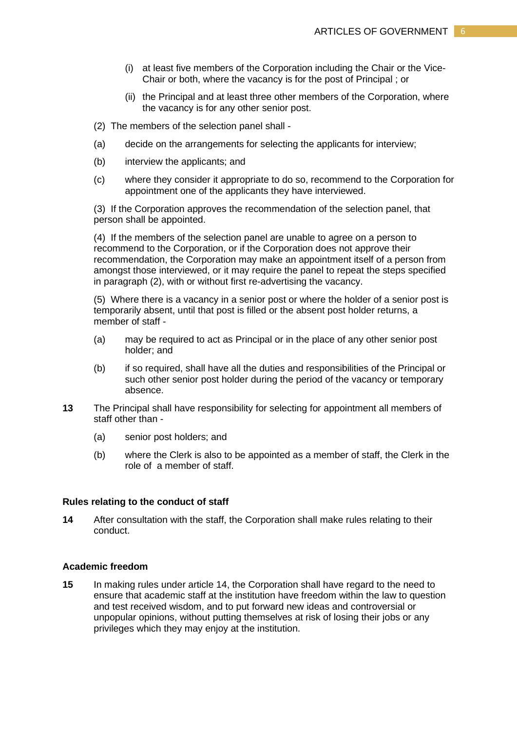(i) at least five members of the Corporation including the Chair or the Vice-Chair or both, where the vacancy is for the post of Principal ; or

(ii) the Principal and at least three other members of the Corporation, where the vacancy is for any other senior post.

(2) The members of the selection panel shall -

(a) decide on the arrangements for selecting the applicants for interview;

(b) interview the applicants; and

(c) where they consider it appropriate to do so, recommend to the Corporation for appointment one of the applicants they have interviewed.

(3) If the Corporation approves the recommendation of the selection panel, that person shall be appointed.

(4) If the members of the selection panel are unable to agree on a person to recommend to the Corporation, or if the Corporation does not approve their recommendation, the Corporation may make an appointment itself of a person from amongst those interviewed, or it may require the panel to repeat the steps specified in paragraph (2), with or without first re-advertising the vacancy.

(5) Where there is a vacancy in a senior post or where the holder of a senior post is temporarily absent, until that post is filled or the absent post holder returns, a member of staff -

(a) may be required to act as Principal or in the place of any other senior post holder; and

(b) if so required, shall have all the duties and responsibilities of the Principal or such other senior post holder during the period of the vacancy or temporary absence.

**13** The Principal shall have responsibility for selecting for appointment all members of staff other than -

(a) senior post holders; and

(b) where the Clerk is also to be appointed as a member of staff, the Clerk in the role of a member of staff.

**Rules relating to the conduct of staff**

**14** After consultation with the staff, the Corporation shall make rules relating to their conduct.

**Academic freedom**

**15** In making rules under article 14, the Corporation shall have regard to the need to ensure that academic staff at the institution have freedom within the law to question and test received wisdom, and to put forward new ideas and controversial or unpopular opinions, without putting themselves at risk of losing their jobs or any privileges which they may enjoy at the institution.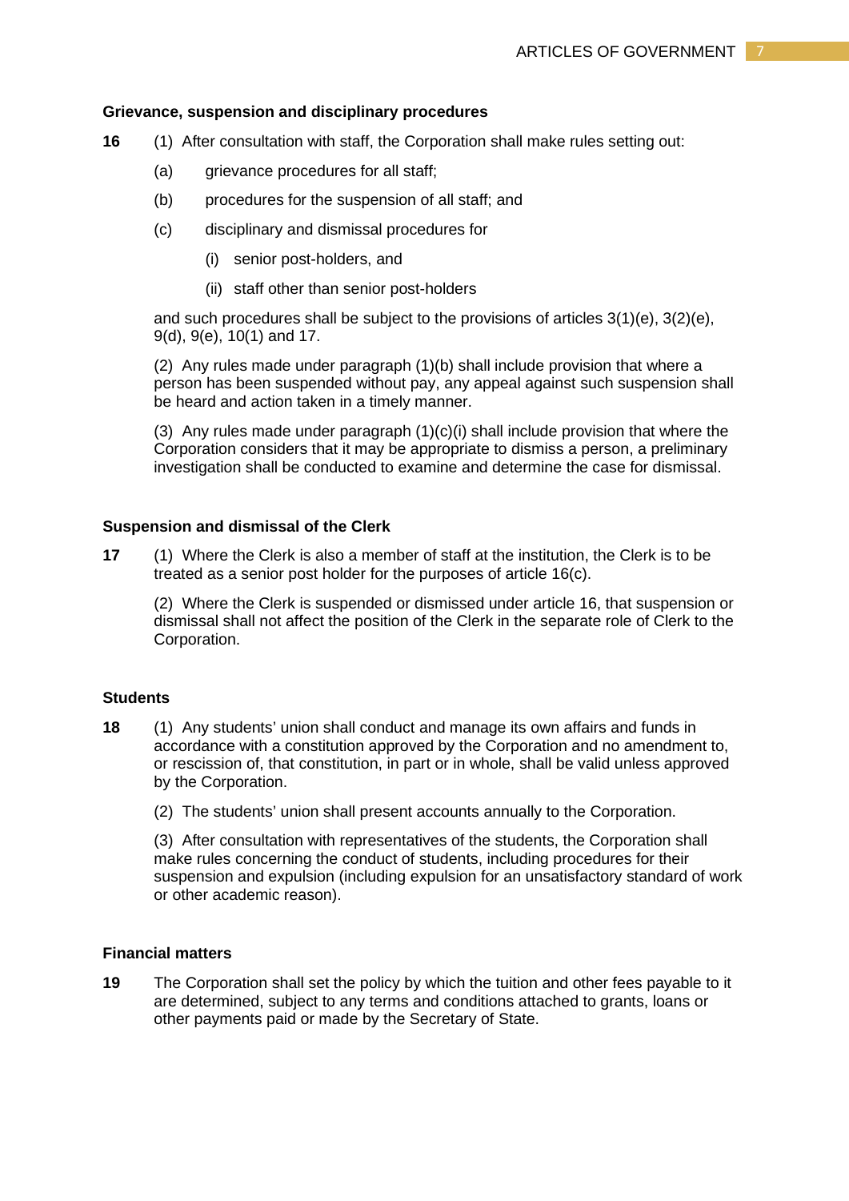### Grievance, suspension and disciplinary procedures

**16** (1) After consultation with staff, the Corporation shall make rules setting out:

(a) grievance procedures for all staff;

(b) procedures for the suspension of all staff; and

(c) disciplinary and dismissal procedures for

(i) senior post-holders, and

(ii) staff other than senior post-holders

and such procedures shall be subject to the provisions of articles 3(1)(e), 3(2)(e), 9(d), 9(e), 10(1) and 17.

(2) Any rules made under paragraph (1)(b) shall include provision that where a person has been suspended without pay, any appeal against such suspension shall be heard and action taken in a timely manner.

(3) Any rules made under paragraph (1)(c)(i) shall include provision that where the Corporation considers that it may be appropriate to dismiss a person, a preliminary investigation shall be conducted to examine and determine the case for dismissal.

### Suspension and dismissal of the Clerk

**17** (1) Where the Clerk is also a member of staff at the institution, the Clerk is to be treated as a senior post holder for the purposes of article 16(c).

(2) Where the Clerk is suspended or dismissed under article 16, that suspension or dismissal shall not affect the position of the Clerk in the separate role of Clerk to the Corporation.

### Students

**18** (1) Any students' union shall conduct and manage its own affairs and funds in accordance with a constitution approved by the Corporation and no amendment to, or rescission of, that constitution, in part or in whole, shall be valid unless approved by the Corporation.

(2) The students' union shall present accounts annually to the Corporation.

(3) After consultation with representatives of the students, the Corporation shall make rules concerning the conduct of students, including procedures for their suspension and expulsion (including expulsion for an unsatisfactory standard of work or other academic reason).

### Financial matters

**19** The Corporation shall set the policy by which the tuition and other fees payable to it are determined, subject to any terms and conditions attached to grants, loans or other payments paid or made by the Secretary of State.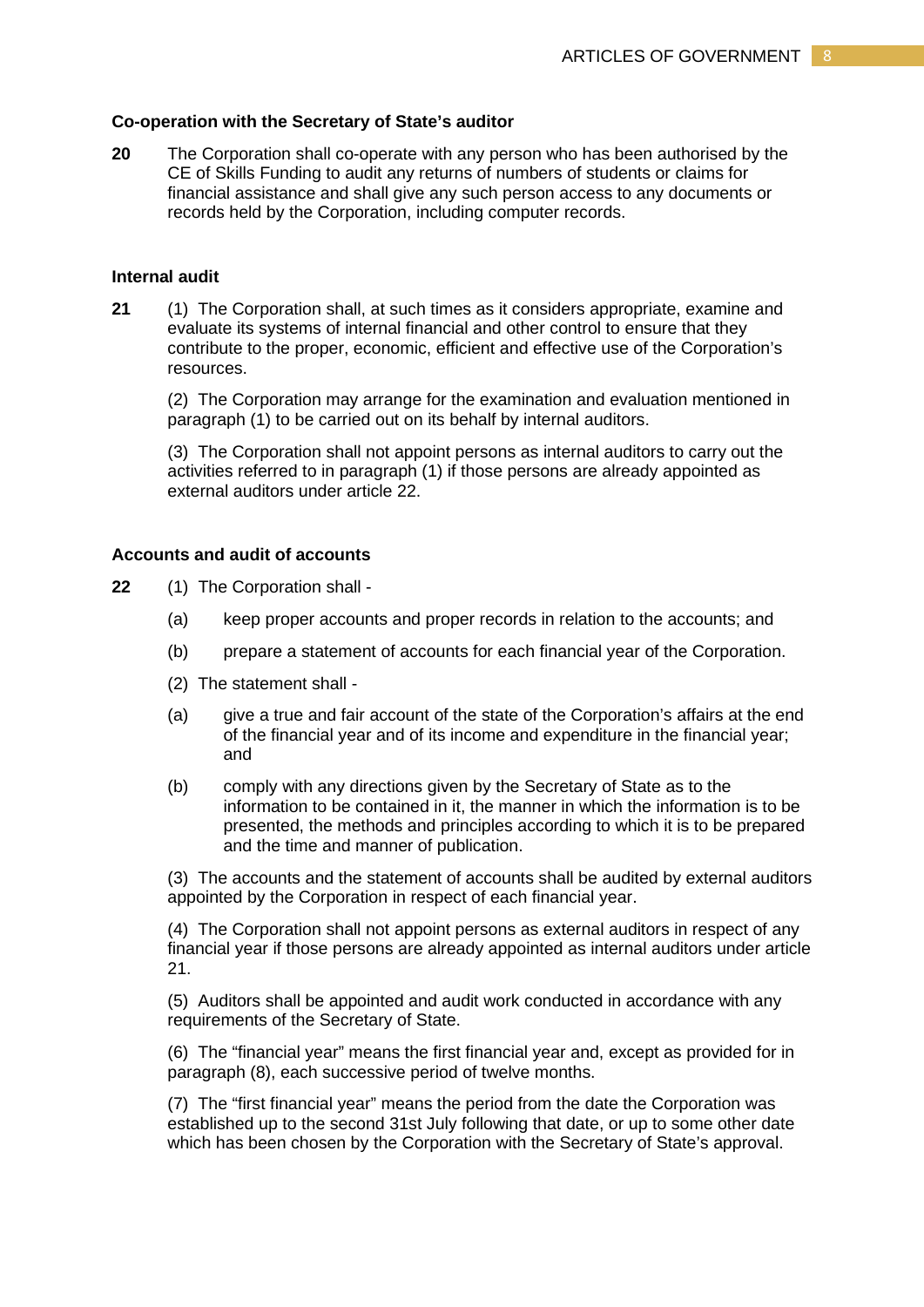### Co-operation with the Secretary of State's auditor

**20** The Corporation shall co-operate with any person who has been authorised by the CE of Skills Funding to audit any returns of numbers of students or claims for financial assistance and shall give any such person access to any documents or records held by the Corporation, including computer records.

### Internal audit

**21** (1) The Corporation shall, at such times as it considers appropriate, examine and evaluate its systems of internal financial and other control to ensure that they contribute to the proper, economic, efficient and effective use of the Corporation's resources.

(2) The Corporation may arrange for the examination and evaluation mentioned in paragraph (1) to be carried out on its behalf by internal auditors.

(3) The Corporation shall not appoint persons as internal auditors to carry out the activities referred to in paragraph (1) if those persons are already appointed as external auditors under article 22.

### Accounts and audit of accounts

**22** (1) The Corporation shall -

(a) keep proper accounts and proper records in relation to the accounts; and

(b) prepare a statement of accounts for each financial year of the Corporation.

(2) The statement shall -

(a) give a true and fair account of the state of the Corporation's affairs at the end of the financial year and of its income and expenditure in the financial year; and

(b) comply with any directions given by the Secretary of State as to the information to be contained in it, the manner in which the information is to be presented, the methods and principles according to which it is to be prepared and the time and manner of publication.

(3) The accounts and the statement of accounts shall be audited by external auditors appointed by the Corporation in respect of each financial year.

(4) The Corporation shall not appoint persons as external auditors in respect of any financial year if those persons are already appointed as internal auditors under article 21.

(5) Auditors shall be appointed and audit work conducted in accordance with any requirements of the Secretary of State.

(6) The "financial year" means the first financial year and, except as provided for in paragraph (8), each successive period of twelve months.

(7) The "first financial year" means the period from the date the Corporation was established up to the second 31st July following that date, or up to some other date which has been chosen by the Corporation with the Secretary of State's approval.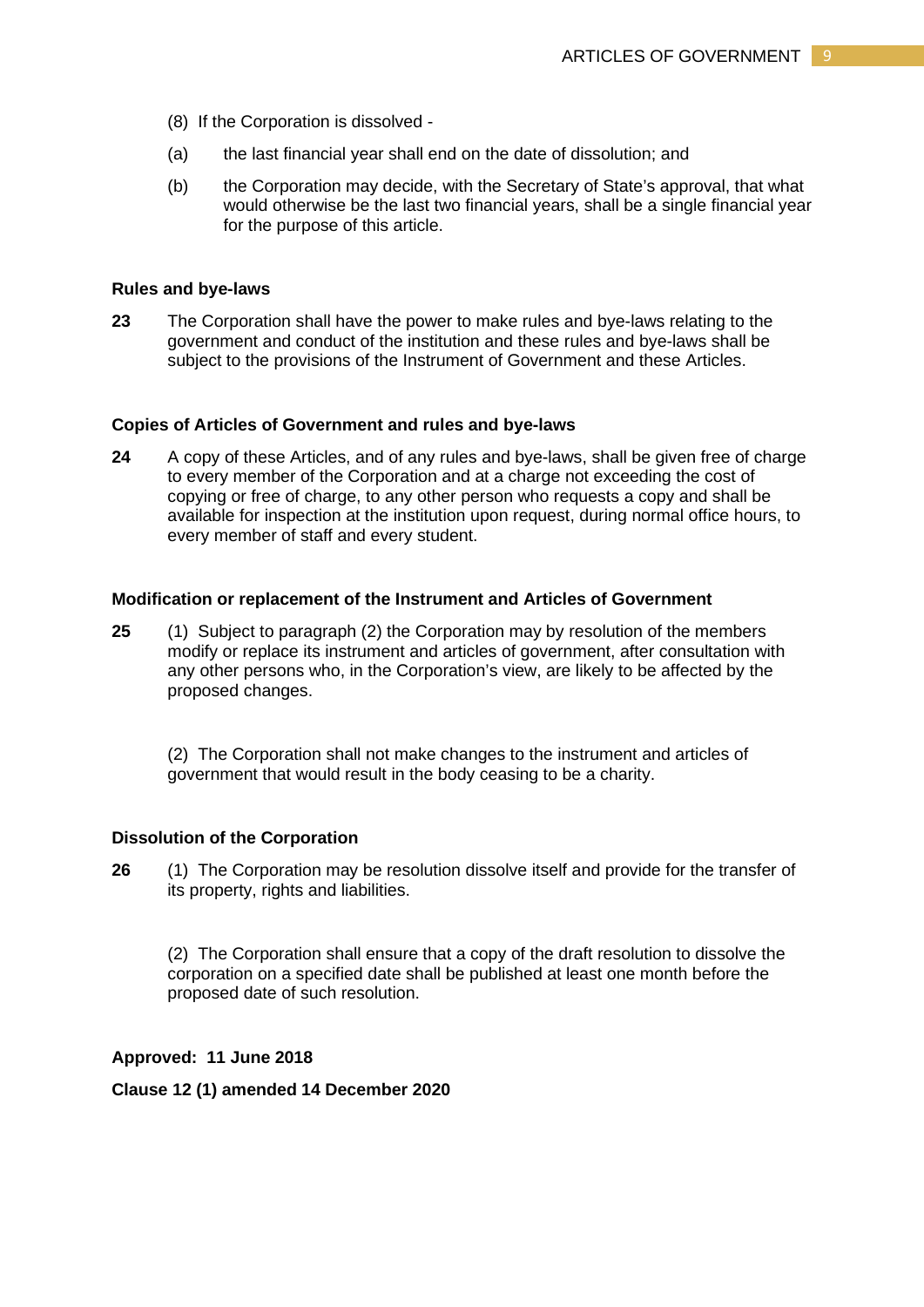(8) If the Corporation is dissolved -

(a) the last financial year shall end on the date of dissolution; and

(b) the Corporation may decide, with the Secretary of State's approval, that what would otherwise be the last two financial years, shall be a single financial year for the purpose of this article.

**Rules and bye-laws**

**23** The Corporation shall have the power to make rules and bye-laws relating to the government and conduct of the institution and these rules and bye-laws shall be subject to the provisions of the Instrument of Government and these Articles.

**Copies of Articles of Government and rules and bye-laws**

**24** A copy of these Articles, and of any rules and bye-laws, shall be given free of charge to every member of the Corporation and at a charge not exceeding the cost of copying or free of charge, to any other person who requests a copy and shall be available for inspection at the institution upon request, during normal office hours, to every member of staff and every student.

**Modification or replacement of the Instrument and Articles of Government**

**25** (1) Subject to paragraph (2) the Corporation may by resolution of the members modify or replace its instrument and articles of government, after consultation with any other persons who, in the Corporation's view, are likely to be affected by the proposed changes.

(2) The Corporation shall not make changes to the instrument and articles of government that would result in the body ceasing to be a charity.

**Dissolution of the Corporation**

**26** (1) The Corporation may be resolution dissolve itself and provide for the transfer of its property, rights and liabilities.

(2) The Corporation shall ensure that a copy of the draft resolution to dissolve the corporation on a specified date shall be published at least one month before the proposed date of such resolution.

**Approved: 11 June 2018**

**Clause 12 (1) amended 14 December 2020**